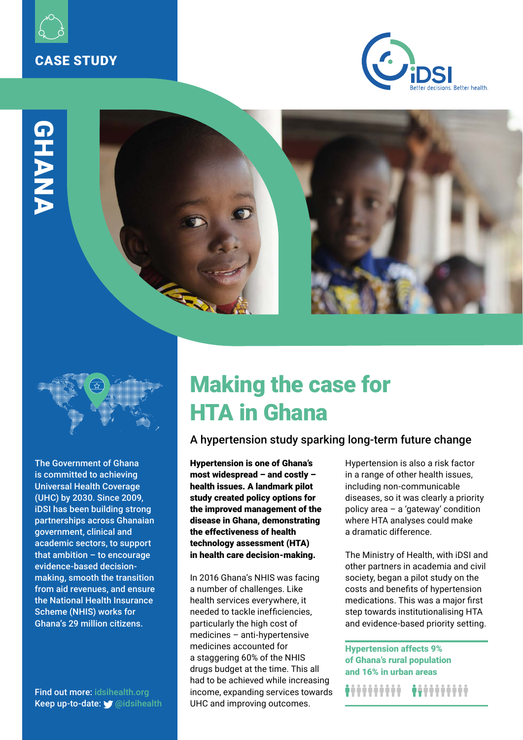CASE STUDY

# GHANA

The Government of Ghana is committed to achieving Universal Health Coverage (UHC) by 2030. Since 2009, iDSI has been building strong partnerships across Ghanaian government, clinical and academic sectors, to support that ambition – to encourage evidence-based decision-making, smooth the transition from aid revenues, and ensure the National Health Insurance Scheme (NHIS) works for Ghana's 29 million citizens.

Find out more: idsihealth.org
Keep up-to-date: @idsihealth

# Making the case for HTA in Ghana

## A hypertension study sparking long-term future change

**Hypertension is one of Ghana's most widespread – and costly – health issues. A landmark pilot study created policy options for the improved management of the disease in Ghana, demonstrating the effectiveness of health technology assessment (HTA) in health care decision-making.**

In 2016 Ghana's NHIS was facing a number of challenges. Like health services everywhere, it needed to tackle inefficiencies, particularly the high cost of medicines – anti-hypertensive medicines accounted for a staggering 60% of the NHIS drugs budget at the time. This all had to be achieved while increasing income, expanding services towards UHC and improving outcomes.

Hypertension is also a risk factor in a range of other health issues, including non-communicable diseases, so it was clearly a priority policy area – a 'gateway' condition where HTA analyses could make a dramatic difference.

The Ministry of Health, with iDSI and other partners in academia and civil society, began a pilot study on the costs and benefits of hypertension medications. This was a major first step towards institutionalising HTA and evidence-based priority setting.

**Hypertension affects 9% of Ghana's rural population and 16% in urban areas**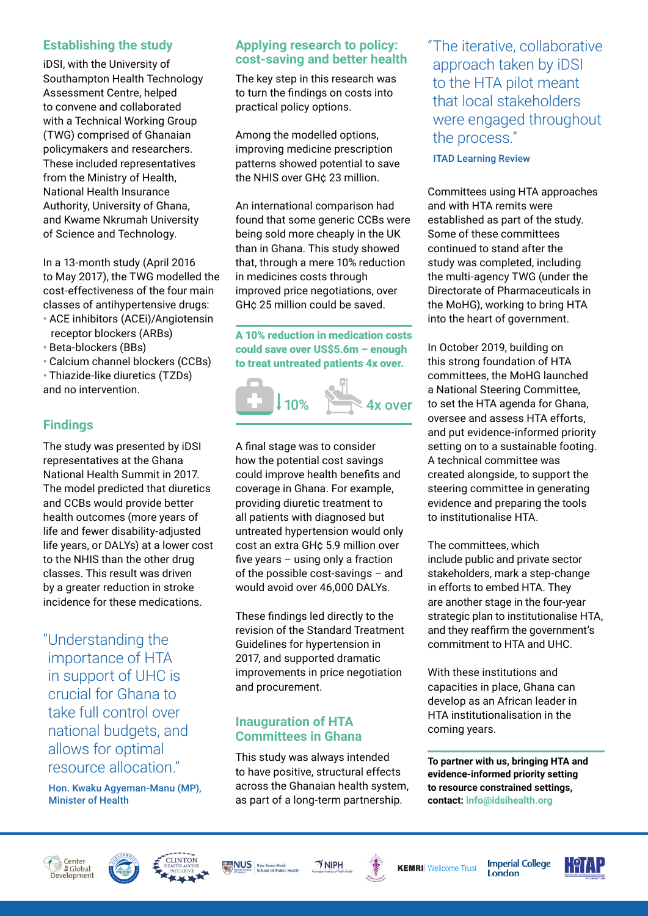## Establishing the study

iDSI, with the University of Southampton Health Technology Assessment Centre, helped to convene and collaborated with a Technical Working Group (TWG) comprised of Ghanaian policymakers and researchers. These included representatives from the Ministry of Health, National Health Insurance Authority, University of Ghana, and Kwame Nkrumah University of Science and Technology.

In a 13-month study (April 2016 to May 2017), the TWG modelled the cost-effectiveness of the four main classes of antihypertensive drugs:

- ACE inhibitors (ACEi)/Angiotensin receptor blockers (ARBs)
- Beta-blockers (BBs)
- Calcium channel blockers (CCBs)
- Thiazide-like diuretics (TZDs)

and no intervention.

## Findings

The study was presented by iDSI representatives at the Ghana National Health Summit in 2017. The model predicted that diuretics and CCBs would provide better health outcomes (more years of life and fewer disability-adjusted life years, or DALYs) at a lower cost to the NHIS than the other drug classes. This result was driven by a greater reduction in stroke incidence for these medications.

"Understanding the importance of HTA in support of UHC is crucial for Ghana to take full control over national budgets, and allows for optimal resource allocation."

**Hon. Kwaku Agyeman-Manu (MP), Minister of Health**

## Applying research to policy: cost-saving and better health

The key step in this research was to turn the findings on costs into practical policy options.

Among the modelled options, improving medicine prescription patterns showed potential to save the NHIS over GH¢ 23 million.

An international comparison had found that some generic CCBs were being sold more cheaply in the UK than in Ghana. This study showed that, through a mere 10% reduction in medicines costs through improved price negotiations, over GH¢ 25 million could be saved.

**A 10% reduction in medication costs could save over US$5.6m – enough to treat untreated patients 4x over.**

↓10%

4x over

A final stage was to consider how the potential cost savings could improve health benefits and coverage in Ghana. For example, providing diuretic treatment to all patients with diagnosed but untreated hypertension would only cost an extra GH¢ 5.9 million over five years – using only a fraction of the possible cost-savings – and would avoid over 46,000 DALYs.

These findings led directly to the revision of the Standard Treatment Guidelines for hypertension in 2017, and supported dramatic improvements in price negotiation and procurement.

## Inauguration of HTA Committees in Ghana

This study was always intended to have positive, structural effects across the Ghanaian health system, as part of a long-term partnership.

"The iterative, collaborative approach taken by iDSI to the HTA pilot meant that local stakeholders were engaged throughout the process."

**ITAD Learning Review**

Committees using HTA approaches and with HTA remits were established as part of the study. Some of these committees continued to stand after the study was completed, including the multi-agency TWG (under the Directorate of Pharmaceuticals in the MoHG), working to bring HTA into the heart of government.

In October 2019, building on this strong foundation of HTA committees, the MoHG launched a National Steering Committee, to set the HTA agenda for Ghana, oversee and assess HTA efforts, and put evidence-informed priority setting on to a sustainable footing. A technical committee was created alongside, to support the steering committee in generating evidence and preparing the tools to institutionalise HTA.

The committees, which include public and private sector stakeholders, mark a step-change in efforts to embed HTA. They are another stage in the four-year strategic plan to institutionalise HTA, and they reaffirm the government's commitment to HTA and UHC.

With these institutions and capacities in place, Ghana can develop as an African leader in HTA institutionalisation in the coming years.

**To partner with us, bringing HTA and evidence-informed priority setting to resource constrained settings, contact:** info@idsihealth.org